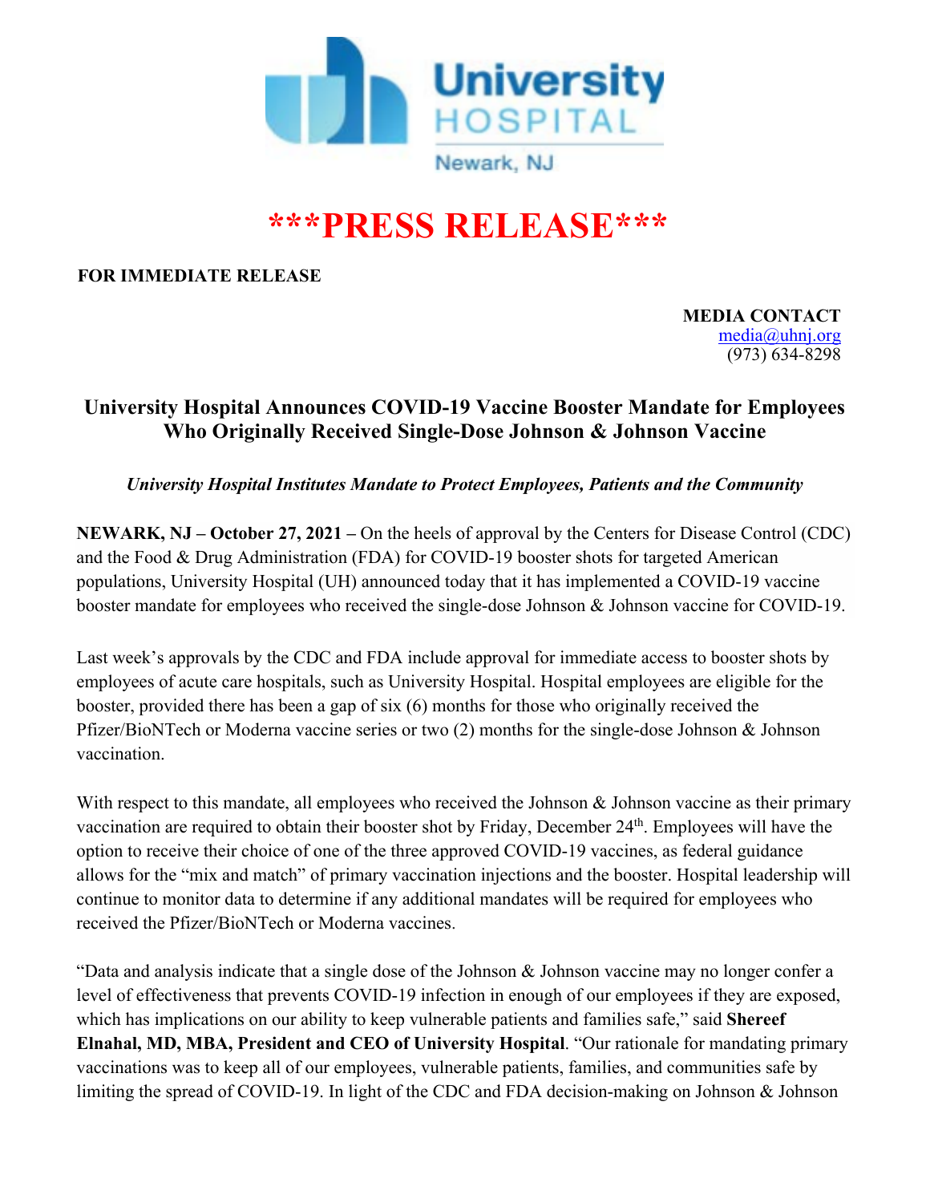University Hospital

Newark, NJ

# \*\*\*PRESS RELEASE\*\*\*

**FOR IMMEDIATE RELEASE**

**MEDIA CONTACT**
media@uhnj.org
(973) 634-8298

## University Hospital Announces COVID-19 Vaccine Booster Mandate for Employees Who Originally Received Single-Dose Johnson & Johnson Vaccine

*University Hospital Institutes Mandate to Protect Employees, Patients and the Community*

**NEWARK, NJ – October 27, 2021 –** On the heels of approval by the Centers for Disease Control (CDC) and the Food & Drug Administration (FDA) for COVID-19 booster shots for targeted American populations, University Hospital (UH) announced today that it has implemented a COVID-19 vaccine booster mandate for employees who received the single-dose Johnson & Johnson vaccine for COVID-19.

Last week's approvals by the CDC and FDA include approval for immediate access to booster shots by employees of acute care hospitals, such as University Hospital. Hospital employees are eligible for the booster, provided there has been a gap of six (6) months for those who originally received the Pfizer/BioNTech or Moderna vaccine series or two (2) months for the single-dose Johnson & Johnson vaccination.

With respect to this mandate, all employees who received the Johnson & Johnson vaccine as their primary vaccination are required to obtain their booster shot by Friday, December 24th. Employees will have the option to receive their choice of one of the three approved COVID-19 vaccines, as federal guidance allows for the "mix and match" of primary vaccination injections and the booster. Hospital leadership will continue to monitor data to determine if any additional mandates will be required for employees who received the Pfizer/BioNTech or Moderna vaccines.

"Data and analysis indicate that a single dose of the Johnson & Johnson vaccine may no longer confer a level of effectiveness that prevents COVID-19 infection in enough of our employees if they are exposed, which has implications on our ability to keep vulnerable patients and families safe," said **Shereef Elnahal, MD, MBA, President and CEO of University Hospital**. "Our rationale for mandating primary vaccinations was to keep all of our employees, vulnerable patients, families, and communities safe by limiting the spread of COVID-19. In light of the CDC and FDA decision-making on Johnson & Johnson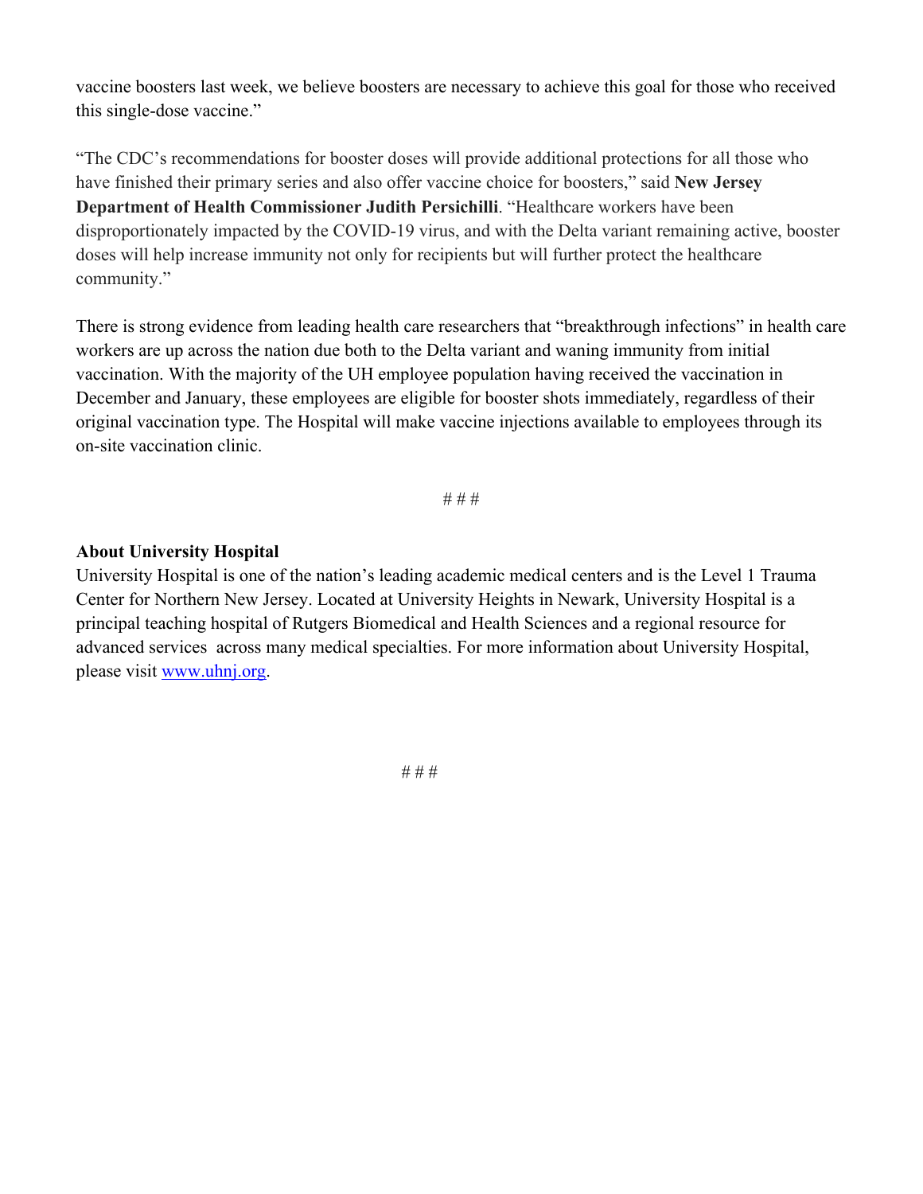vaccine boosters last week, we believe boosters are necessary to achieve this goal for those who received this single-dose vaccine."

"The CDC's recommendations for booster doses will provide additional protections for all those who have finished their primary series and also offer vaccine choice for boosters," said **New Jersey Department of Health Commissioner Judith Persichilli**. "Healthcare workers have been disproportionately impacted by the COVID-19 virus, and with the Delta variant remaining active, booster doses will help increase immunity not only for recipients but will further protect the healthcare community."

There is strong evidence from leading health care researchers that "breakthrough infections" in health care workers are up across the nation due both to the Delta variant and waning immunity from initial vaccination. With the majority of the UH employee population having received the vaccination in December and January, these employees are eligible for booster shots immediately, regardless of their original vaccination type. The Hospital will make vaccine injections available to employees through its on-site vaccination clinic.

# # #

**About University Hospital**

University Hospital is one of the nation's leading academic medical centers and is the Level 1 Trauma Center for Northern New Jersey. Located at University Heights in Newark, University Hospital is a principal teaching hospital of Rutgers Biomedical and Health Sciences and a regional resource for advanced services across many medical specialties. For more information about University Hospital, please visit [www.uhnj.org](http://www.uhnj.org).

# # #